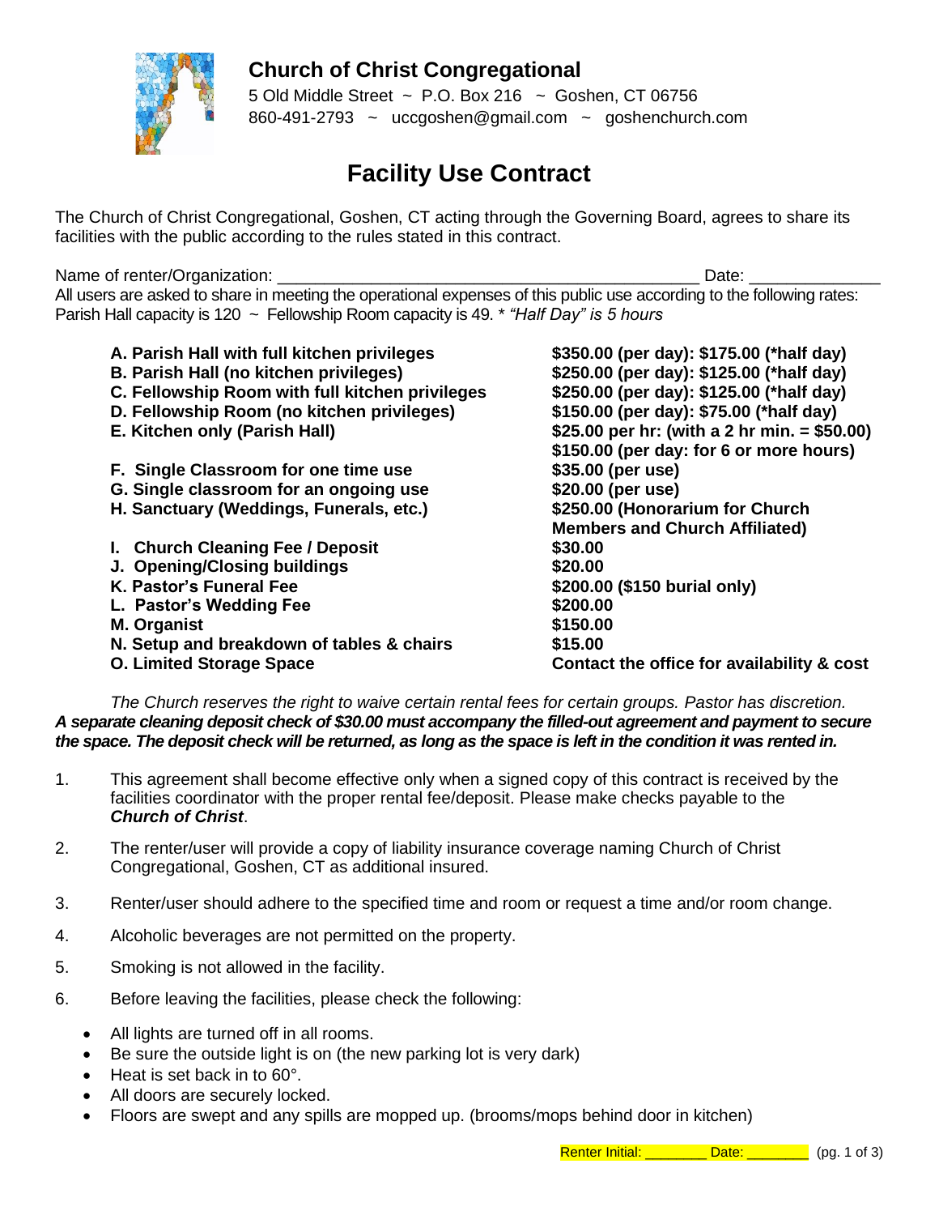# Church of Christ Congregational

5 Old Middle Street ~ P.O. Box 216 ~ Goshen, CT 06756
860-491-2793 ~ uccgoshen@gmail.com ~ goshenchurch.com

## Facility Use Contract

The Church of Christ Congregational, Goshen, CT acting through the Governing Board, agrees to share its facilities with the public according to the rules stated in this contract.

Name of renter/Organization: _____________________________________________ Date: ______________

All users are asked to share in meeting the operational expenses of this public use according to the following rates: Parish Hall capacity is 120 ~ Fellowship Room capacity is 49. * *"Half Day" is 5 hours*

| | |
|---|---|
| **A. Parish Hall with full kitchen privileges** | **$350.00 (per day): $175.00 (\*half day)** |
| **B. Parish Hall (no kitchen privileges)** | **$250.00 (per day): $125.00 (\*half day)** |
| **C. Fellowship Room with full kitchen privileges** | **$250.00 (per day): $125.00 (\*half day)** |
| **D. Fellowship Room (no kitchen privileges)** | **$150.00 (per day): $75.00 (\*half day)** |
| **E. Kitchen only (Parish Hall)** | **$25.00 per hr: (with a 2 hr min. = $50.00)** **$150.00 (per day: for 6 or more hours)** |
| **F. Single Classroom for one time use** | **$35.00 (per use)** |
| **G. Single classroom for an ongoing use** | **$20.00 (per use)** |
| **H. Sanctuary (Weddings, Funerals, etc.)** | **$250.00 (Honorarium for Church Members and Church Affiliated)** |
| **I. Church Cleaning Fee / Deposit** | **$30.00** |
| **J. Opening/Closing buildings** | **$20.00** |
| **K. Pastor's Funeral Fee** | **$200.00 ($150 burial only)** |
| **L. Pastor's Wedding Fee** | **$200.00** |
| **M. Organist** | **$150.00** |
| **N. Setup and breakdown of tables & chairs** | **$15.00** |
| **O. Limited Storage Space** | **Contact the office for availability & cost** |

*The Church reserves the right to waive certain rental fees for certain groups. Pastor has discretion.*
***A separate cleaning deposit check of $30.00 must accompany the filled-out agreement and payment to secure the space. The deposit check will be returned, as long as the space is left in the condition it was rented in.***

1. This agreement shall become effective only when a signed copy of this contract is received by the facilities coordinator with the proper rental fee/deposit. Please make checks payable to the ***Church of Christ***.

2. The renter/user will provide a copy of liability insurance coverage naming Church of Christ Congregational, Goshen, CT as additional insured.

3. Renter/user should adhere to the specified time and room or request a time and/or room change.

4. Alcoholic beverages are not permitted on the property.

5. Smoking is not allowed in the facility.

6. Before leaving the facilities, please check the following:

- All lights are turned off in all rooms.
- Be sure the outside light is on (the new parking lot is very dark)
- Heat is set back in to 60°.
- All doors are securely locked.
- Floors are swept and any spills are mopped up. (brooms/mops behind door in kitchen)

Renter Initial: ________ Date: ________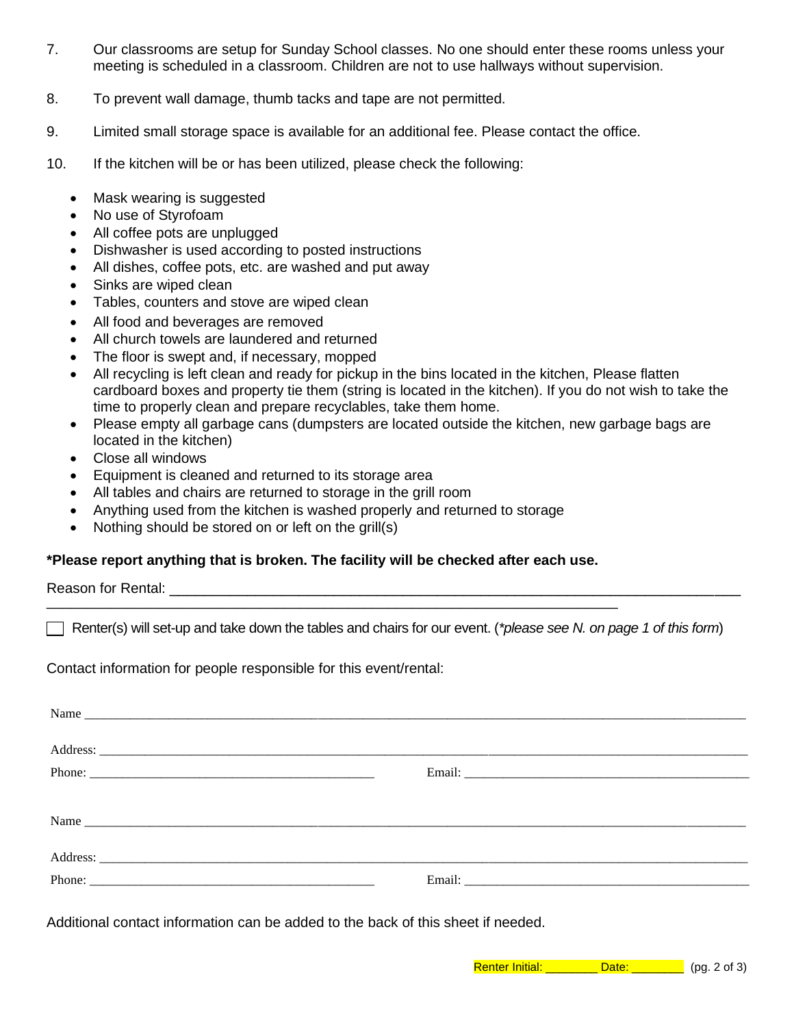7. Our classrooms are setup for Sunday School classes. No one should enter these rooms unless your meeting is scheduled in a classroom. Children are not to use hallways without supervision.

8. To prevent wall damage, thumb tacks and tape are not permitted.

9. Limited small storage space is available for an additional fee. Please contact the office.

10. If the kitchen will be or has been utilized, please check the following:

- Mask wearing is suggested
- No use of Styrofoam
- All coffee pots are unplugged
- Dishwasher is used according to posted instructions
- All dishes, coffee pots, etc. are washed and put away
- Sinks are wiped clean
- Tables, counters and stove are wiped clean
- All food and beverages are removed
- All church towels are laundered and returned
- The floor is swept and, if necessary, mopped
- All recycling is left clean and ready for pickup in the bins located in the kitchen, Please flatten cardboard boxes and property tie them (string is located in the kitchen). If you do not wish to take the time to properly clean and prepare recyclables, take them home.
- Please empty all garbage cans (dumpsters are located outside the kitchen, new garbage bags are located in the kitchen)
- Close all windows
- Equipment is cleaned and returned to its storage area
- All tables and chairs are returned to storage in the grill room
- Anything used from the kitchen is washed properly and returned to storage
- Nothing should be stored on or left on the grill(s)

**\*Please report anything that is broken. The facility will be checked after each use.**

Reason for Rental: ____________________________________________________________________________
______________________________________________________________________________

☐ Renter(s) will set-up and take down the tables and chairs for our event. (*\*please see N. on page 1 of this form*)

Contact information for people responsible for this event/rental:

Name ______________________________________________________________________________

Address: ____________________________________________________________________________

Phone: ___________________________________ Email: ___________________________________

Name ______________________________________________________________________________

Address: ____________________________________________________________________________

Phone: ___________________________________ Email: ___________________________________

Additional contact information can be added to the back of this sheet if needed.

Renter Initial: ________ Date: ________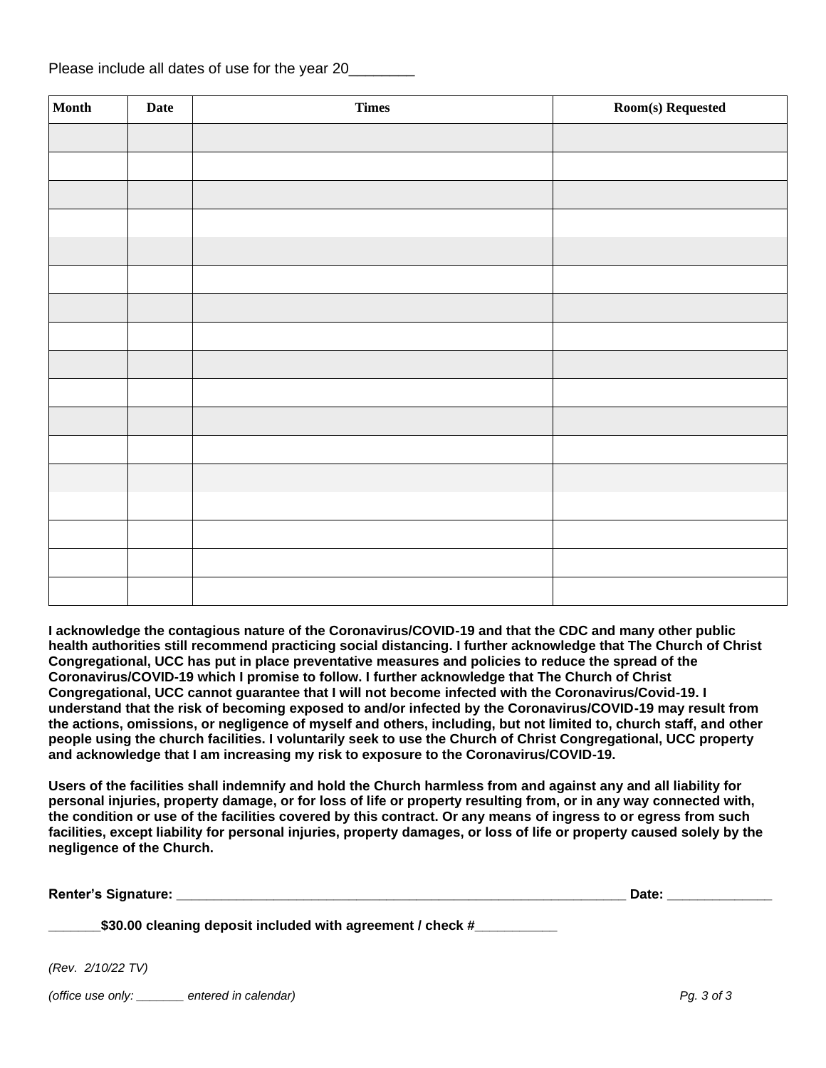Please include all dates of use for the year 20________

| Month | Date | Times | Room(s) Requested |
|---|---|---|---|
| | | | |
| | | | |
| | | | |
| | | | |
| | | | |
| | | | |
| | | | |
| | | | |
| | | | |
| | | | |
| | | | |
| | | | |
| | | | |
| | | | |
| | | | |
| | | | |
| | | | |

**I acknowledge the contagious nature of the Coronavirus/COVID-19 and that the CDC and many other public health authorities still recommend practicing social distancing. I further acknowledge that The Church of Christ Congregational, UCC has put in place preventative measures and policies to reduce the spread of the Coronavirus/COVID-19 which I promise to follow. I further acknowledge that The Church of Christ Congregational, UCC cannot guarantee that I will not become infected with the Coronavirus/Covid-19. I understand that the risk of becoming exposed to and/or infected by the Coronavirus/COVID-19 may result from the actions, omissions, or negligence of myself and others, including, but not limited to, church staff, and other people using the church facilities. I voluntarily seek to use the Church of Christ Congregational, UCC property and acknowledge that I am increasing my risk to exposure to the Coronavirus/COVID-19.**

**Users of the facilities shall indemnify and hold the Church harmless from and against any and all liability for personal injuries, property damage, or for loss of life or property resulting from, or in any way connected with, the condition or use of the facilities covered by this contract. Or any means of ingress to or egress from such facilities, except liability for personal injuries, property damages, or loss of life or property caused solely by the negligence of the Church.**

**Renter's Signature: ________________________________________________________________ Date: ______________**

**_______$30.00 cleaning deposit included with agreement / check #___________**

*(Rev. 2/10/22 TV)*

*(office use only: _______ entered in calendar)*